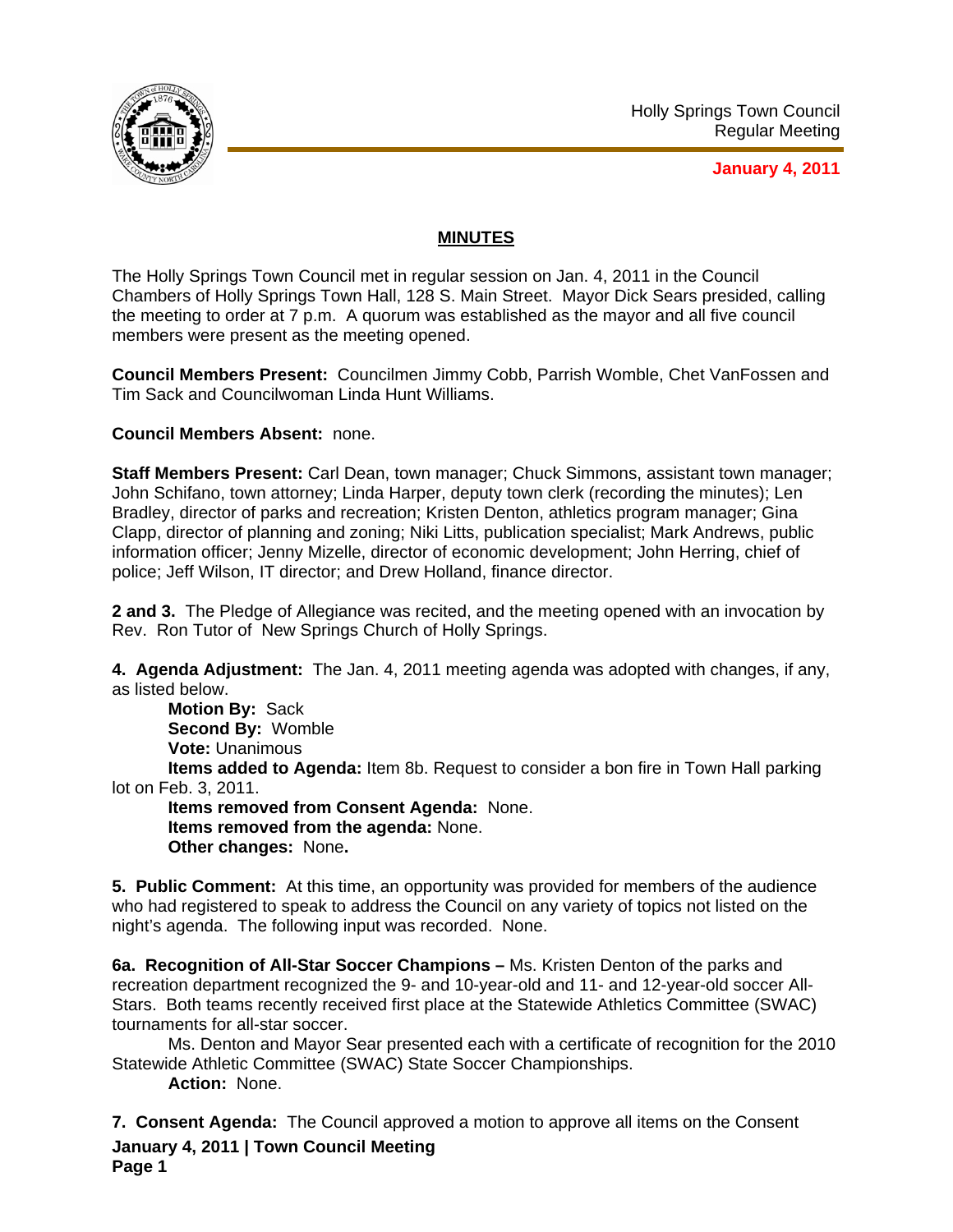Holly Springs Town Council
Regular Meeting

**January 4, 2011**

## MINUTES

The Holly Springs Town Council met in regular session on Jan. 4, 2011 in the Council Chambers of Holly Springs Town Hall, 128 S. Main Street. Mayor Dick Sears presided, calling the meeting to order at 7 p.m. A quorum was established as the mayor and all five council members were present as the meeting opened.

**Council Members Present:** Councilmen Jimmy Cobb, Parrish Womble, Chet VanFossen and Tim Sack and Councilwoman Linda Hunt Williams.

**Council Members Absent:** none.

**Staff Members Present:** Carl Dean, town manager; Chuck Simmons, assistant town manager; John Schifano, town attorney; Linda Harper, deputy town clerk (recording the minutes); Len Bradley, director of parks and recreation; Kristen Denton, athletics program manager; Gina Clapp, director of planning and zoning; Niki Litts, publication specialist; Mark Andrews, public information officer; Jenny Mizelle, director of economic development; John Herring, chief of police; Jeff Wilson, IT director; and Drew Holland, finance director.

**2 and 3.** The Pledge of Allegiance was recited, and the meeting opened with an invocation by Rev. Ron Tutor of New Springs Church of Holly Springs.

**4. Agenda Adjustment:** The Jan. 4, 2011 meeting agenda was adopted with changes, if any, as listed below.

**Motion By:** Sack
**Second By:** Womble
**Vote:** Unanimous
**Items added to Agenda:** Item 8b. Request to consider a bon fire in Town Hall parking lot on Feb. 3, 2011.
**Items removed from Consent Agenda:** None.
**Items removed from the agenda:** None.
**Other changes:** None**.**

**5. Public Comment:** At this time, an opportunity was provided for members of the audience who had registered to speak to address the Council on any variety of topics not listed on the night's agenda. The following input was recorded. None.

**6a. Recognition of All-Star Soccer Champions –** Ms. Kristen Denton of the parks and recreation department recognized the 9- and 10-year-old and 11- and 12-year-old soccer All-Stars. Both teams recently received first place at the Statewide Athletics Committee (SWAC) tournaments for all-star soccer.

Ms. Denton and Mayor Sear presented each with a certificate of recognition for the 2010 Statewide Athletic Committee (SWAC) State Soccer Championships.

**Action:** None.

**7. Consent Agenda:** The Council approved a motion to approve all items on the Consent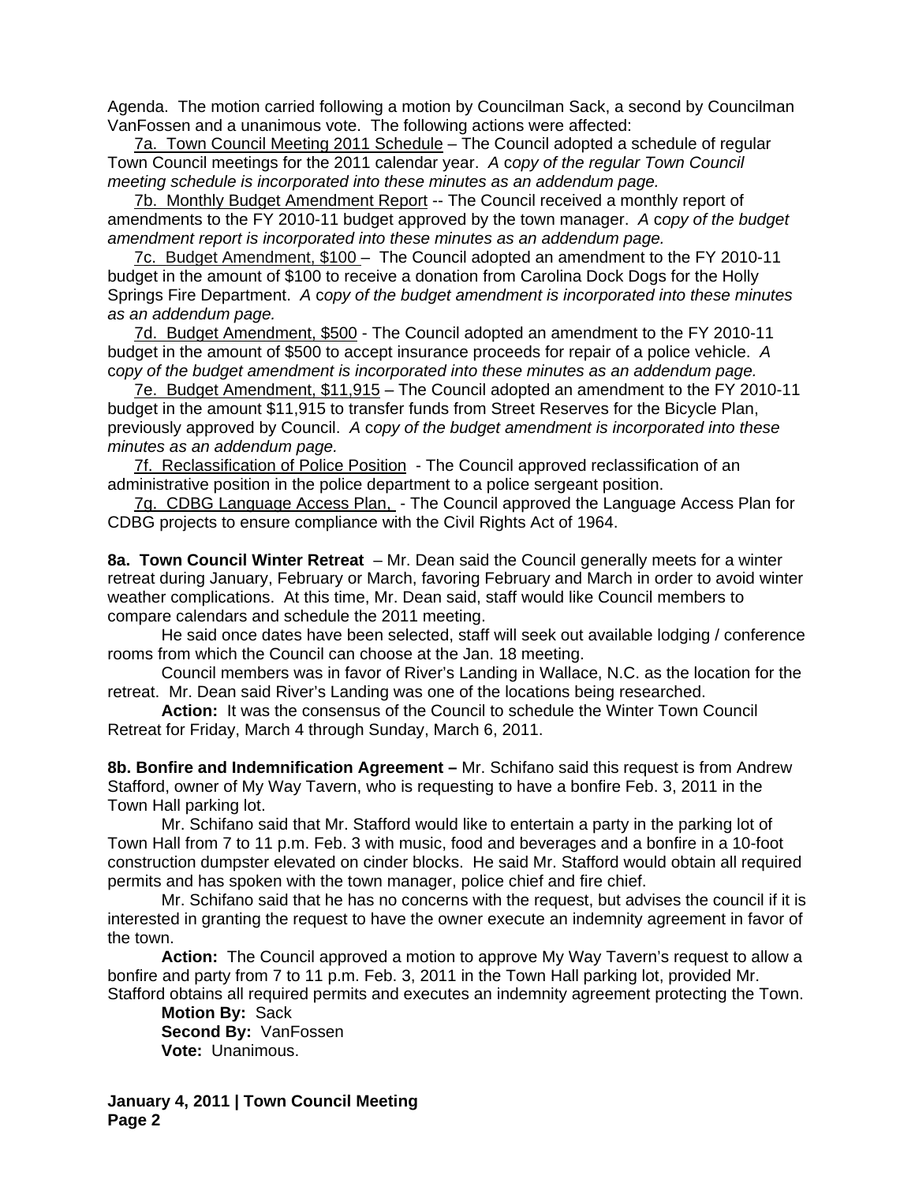Agenda. The motion carried following a motion by Councilman Sack, a second by Councilman VanFossen and a unanimous vote. The following actions were affected:

7a. Town Council Meeting 2011 Schedule – The Council adopted a schedule of regular Town Council meetings for the 2011 calendar year. *A copy of the regular Town Council meeting schedule is incorporated into these minutes as an addendum page.*

7b. Monthly Budget Amendment Report -- The Council received a monthly report of amendments to the FY 2010-11 budget approved by the town manager. *A copy of the budget amendment report is incorporated into these minutes as an addendum page.*

7c. Budget Amendment, $100 – The Council adopted an amendment to the FY 2010-11 budget in the amount of $100 to receive a donation from Carolina Dock Dogs for the Holly Springs Fire Department. *A copy of the budget amendment is incorporated into these minutes as an addendum page.*

7d. Budget Amendment, $500 - The Council adopted an amendment to the FY 2010-11 budget in the amount of $500 to accept insurance proceeds for repair of a police vehicle. *A copy of the budget amendment is incorporated into these minutes as an addendum page.*

7e. Budget Amendment, $11,915 – The Council adopted an amendment to the FY 2010-11 budget in the amount $11,915 to transfer funds from Street Reserves for the Bicycle Plan, previously approved by Council. *A copy of the budget amendment is incorporated into these minutes as an addendum page.*

7f. Reclassification of Police Position - The Council approved reclassification of an administrative position in the police department to a police sergeant position.

7g. CDBG Language Access Plan, - The Council approved the Language Access Plan for CDBG projects to ensure compliance with the Civil Rights Act of 1964.

**8a. Town Council Winter Retreat** – Mr. Dean said the Council generally meets for a winter retreat during January, February or March, favoring February and March in order to avoid winter weather complications. At this time, Mr. Dean said, staff would like Council members to compare calendars and schedule the 2011 meeting.

He said once dates have been selected, staff will seek out available lodging / conference rooms from which the Council can choose at the Jan. 18 meeting.

Council members was in favor of River's Landing in Wallace, N.C. as the location for the retreat. Mr. Dean said River's Landing was one of the locations being researched.

**Action:** It was the consensus of the Council to schedule the Winter Town Council Retreat for Friday, March 4 through Sunday, March 6, 2011.

**8b. Bonfire and Indemnification Agreement –** Mr. Schifano said this request is from Andrew Stafford, owner of My Way Tavern, who is requesting to have a bonfire Feb. 3, 2011 in the Town Hall parking lot.

Mr. Schifano said that Mr. Stafford would like to entertain a party in the parking lot of Town Hall from 7 to 11 p.m. Feb. 3 with music, food and beverages and a bonfire in a 10-foot construction dumpster elevated on cinder blocks. He said Mr. Stafford would obtain all required permits and has spoken with the town manager, police chief and fire chief.

Mr. Schifano said that he has no concerns with the request, but advises the council if it is interested in granting the request to have the owner execute an indemnity agreement in favor of the town.

**Action:** The Council approved a motion to approve My Way Tavern's request to allow a bonfire and party from 7 to 11 p.m. Feb. 3, 2011 in the Town Hall parking lot, provided Mr. Stafford obtains all required permits and executes an indemnity agreement protecting the Town.

**Motion By:** Sack
**Second By:** VanFossen
**Vote:** Unanimous.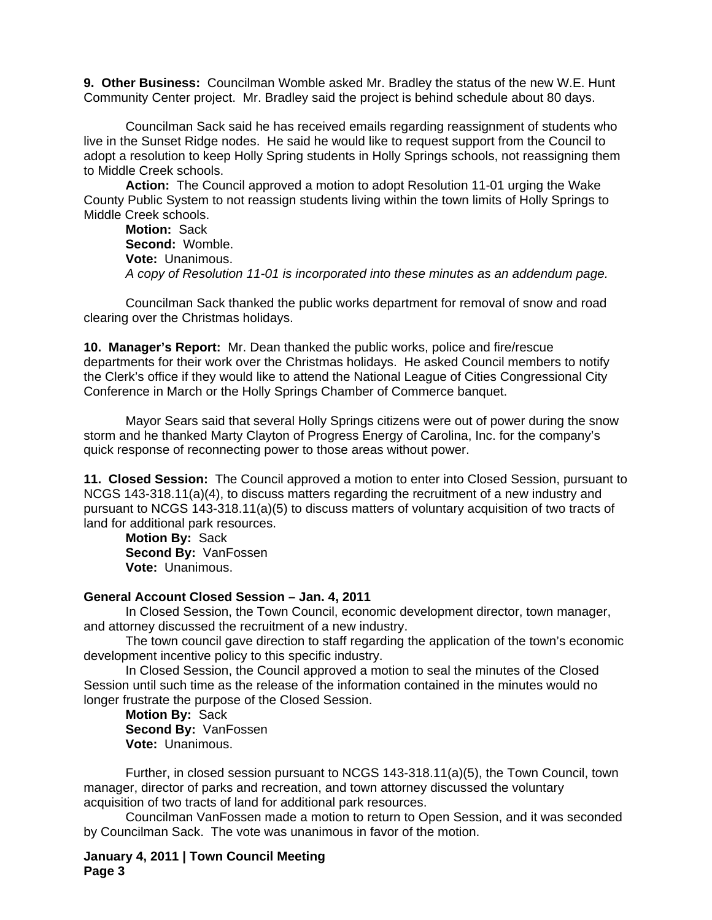**9. Other Business:** Councilman Womble asked Mr. Bradley the status of the new W.E. Hunt Community Center project. Mr. Bradley said the project is behind schedule about 80 days.

Councilman Sack said he has received emails regarding reassignment of students who live in the Sunset Ridge nodes. He said he would like to request support from the Council to adopt a resolution to keep Holly Spring students in Holly Springs schools, not reassigning them to Middle Creek schools.

**Action:** The Council approved a motion to adopt Resolution 11-01 urging the Wake County Public System to not reassign students living within the town limits of Holly Springs to Middle Creek schools.

**Motion:** Sack
**Second:** Womble.
**Vote:** Unanimous.
*A copy of Resolution 11-01 is incorporated into these minutes as an addendum page.*

Councilman Sack thanked the public works department for removal of snow and road clearing over the Christmas holidays.

**10. Manager's Report:** Mr. Dean thanked the public works, police and fire/rescue departments for their work over the Christmas holidays. He asked Council members to notify the Clerk's office if they would like to attend the National League of Cities Congressional City Conference in March or the Holly Springs Chamber of Commerce banquet.

Mayor Sears said that several Holly Springs citizens were out of power during the snow storm and he thanked Marty Clayton of Progress Energy of Carolina, Inc. for the company's quick response of reconnecting power to those areas without power.

**11. Closed Session:** The Council approved a motion to enter into Closed Session, pursuant to NCGS 143-318.11(a)(4), to discuss matters regarding the recruitment of a new industry and pursuant to NCGS 143-318.11(a)(5) to discuss matters of voluntary acquisition of two tracts of land for additional park resources.

**Motion By:** Sack
**Second By:** VanFossen
**Vote:** Unanimous.

**General Account Closed Session – Jan. 4, 2011**

In Closed Session, the Town Council, economic development director, town manager, and attorney discussed the recruitment of a new industry.

The town council gave direction to staff regarding the application of the town's economic development incentive policy to this specific industry.

In Closed Session, the Council approved a motion to seal the minutes of the Closed Session until such time as the release of the information contained in the minutes would no longer frustrate the purpose of the Closed Session.

**Motion By:** Sack
**Second By:** VanFossen
**Vote:** Unanimous.

Further, in closed session pursuant to NCGS 143-318.11(a)(5), the Town Council, town manager, director of parks and recreation, and town attorney discussed the voluntary acquisition of two tracts of land for additional park resources.

Councilman VanFossen made a motion to return to Open Session, and it was seconded by Councilman Sack. The vote was unanimous in favor of the motion.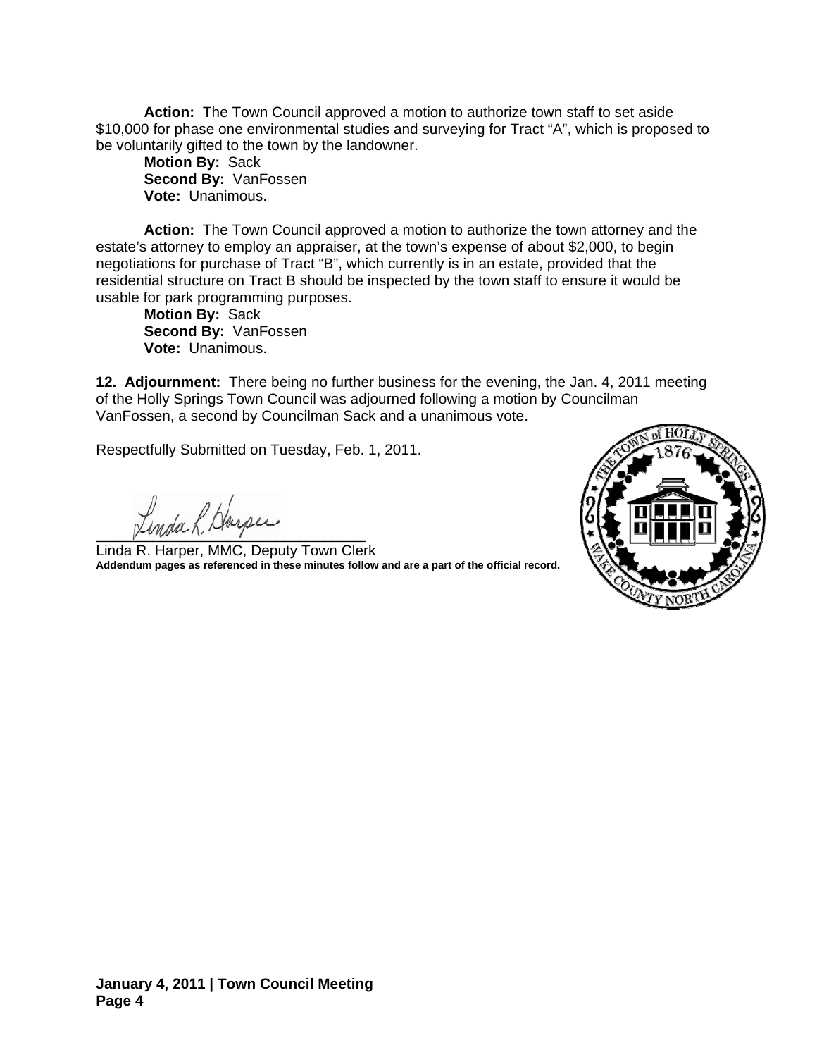**Action:** The Town Council approved a motion to authorize town staff to set aside $10,000 for phase one environmental studies and surveying for Tract "A", which is proposed to be voluntarily gifted to the town by the landowner.

**Motion By:** Sack
**Second By:** VanFossen
**Vote:** Unanimous.

**Action:** The Town Council approved a motion to authorize the town attorney and the estate's attorney to employ an appraiser, at the town's expense of about $2,000, to begin negotiations for purchase of Tract "B", which currently is in an estate, provided that the residential structure on Tract B should be inspected by the town staff to ensure it would be usable for park programming purposes.

**Motion By:** Sack
**Second By:** VanFossen
**Vote:** Unanimous.

**12. Adjournment:** There being no further business for the evening, the Jan. 4, 2011 meeting of the Holly Springs Town Council was adjourned following a motion by Councilman VanFossen, a second by Councilman Sack and a unanimous vote.

Respectfully Submitted on Tuesday, Feb. 1, 2011.

Linda R. Harper, MMC, Deputy Town Clerk

**Addendum pages as referenced in these minutes follow and are a part of the official record.**

THE TOWN of HOLLY SPRINGS 1876 WAKE COUNTY NORTH CAROLINA